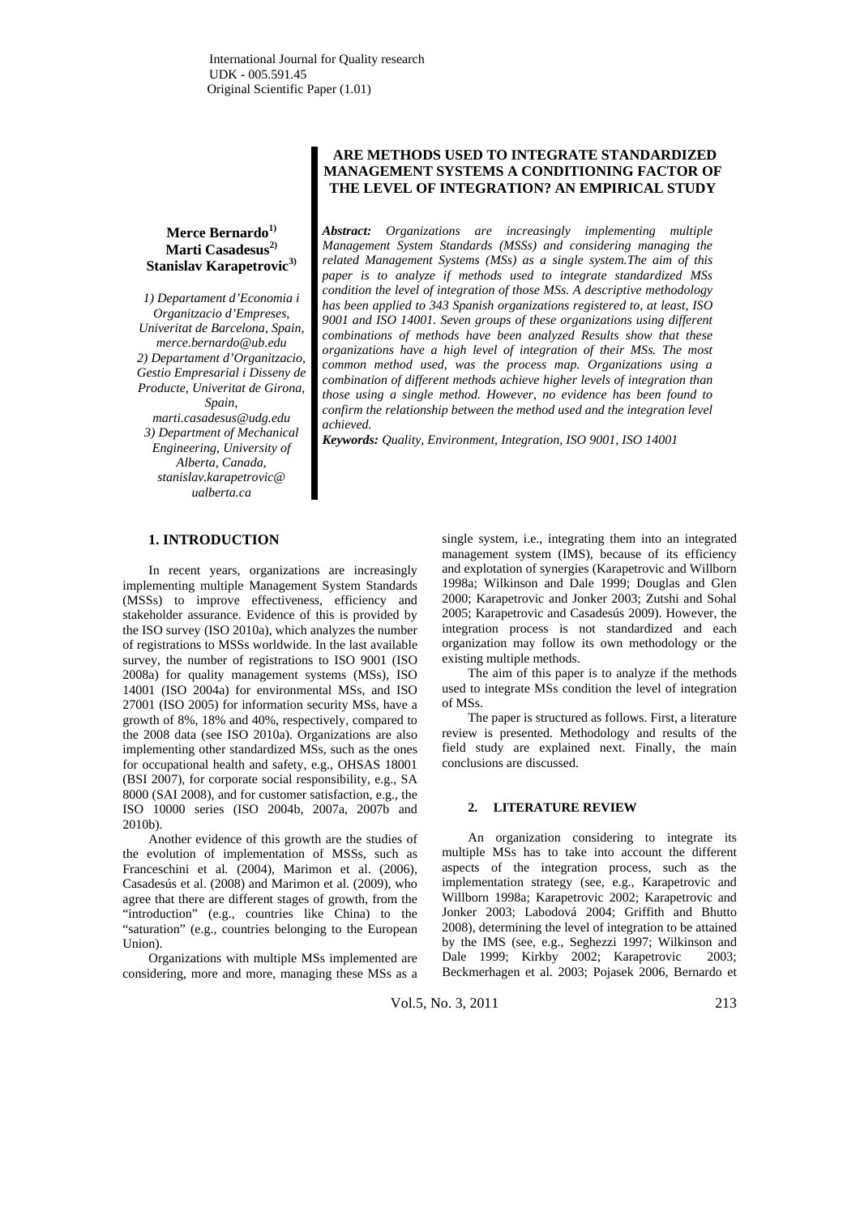International Journal for Quality research
UDK - 005.591.45
Original Scientific Paper (1.01)

# ARE METHODS USED TO INTEGRATE STANDARDIZED MANAGEMENT SYSTEMS A CONDITIONING FACTOR OF THE LEVEL OF INTEGRATION? AN EMPIRICAL STUDY

**Merce Bernardo[1)]**
**Marti Casadesus[2)]**
**Stanislav Karapetrovic[3)]**

*1) Departament d'Economia i Organitzacio d'Empreses, Univeritat de Barcelona, Spain, merce.bernardo@ub.edu*
*2) Departament d'Organitzacio, Gestio Empresarial i Disseny de Producte, Univeritat de Girona, Spain, marti.casadesus@udg.edu*
*3) Department of Mechanical Engineering, University of Alberta, Canada, stanislav.karapetrovic@ualberta.ca*

***Abstract:*** *Organizations are increasingly implementing multiple Management System Standards (MSSs) and considering managing the related Management Systems (MSs) as a single system.The aim of this paper is to analyze if methods used to integrate standardized MSs condition the level of integration of those MSs. A descriptive methodology has been applied to 343 Spanish organizations registered to, at least, ISO 9001 and ISO 14001. Seven groups of these organizations using different combinations of methods have been analyzed Results show that these organizations have a high level of integration of their MSs. The most common method used, was the process map. Organizations using a combination of different methods achieve higher levels of integration than those using a single method. However, no evidence has been found to confirm the relationship between the method used and the integration level achieved.*

***Keywords:*** *Quality, Environment, Integration, ISO 9001, ISO 14001*

## 1. INTRODUCTION

In recent years, organizations are increasingly implementing multiple Management System Standards (MSSs) to improve effectiveness, efficiency and stakeholder assurance. Evidence of this is provided by the ISO survey (ISO 2010a), which analyzes the number of registrations to MSSs worldwide. In the last available survey, the number of registrations to ISO 9001 (ISO 2008a) for quality management systems (MSs), ISO 14001 (ISO 2004a) for environmental MSs, and ISO 27001 (ISO 2005) for information security MSs, have a growth of 8%, 18% and 40%, respectively, compared to the 2008 data (see ISO 2010a). Organizations are also implementing other standardized MSs, such as the ones for occupational health and safety, e.g., OHSAS 18001 (BSI 2007), for corporate social responsibility, e.g., SA 8000 (SAI 2008), and for customer satisfaction, e.g., the ISO 10000 series (ISO 2004b, 2007a, 2007b and 2010b).

Another evidence of this growth are the studies of the evolution of implementation of MSSs, such as Franceschini et al. (2004), Marimon et al. (2006), Casadesús et al. (2008) and Marimon et al. (2009), who agree that there are different stages of growth, from the "introduction" (e.g., countries like China) to the "saturation" (e.g., countries belonging to the European Union).

Organizations with multiple MSs implemented are considering, more and more, managing these MSs as a single system, i.e., integrating them into an integrated management system (IMS), because of its efficiency and explotation of synergies (Karapetrovic and Willborn 1998a; Wilkinson and Dale 1999; Douglas and Glen 2000; Karapetrovic and Jonker 2003; Zutshi and Sohal 2005; Karapetrovic and Casadesús 2009). However, the integration process is not standardized and each organization may follow its own methodology or the existing multiple methods.

The aim of this paper is to analyze if the methods used to integrate MSs condition the level of integration of MSs.

The paper is structured as follows. First, a literature review is presented. Methodology and results of the field study are explained next. Finally, the main conclusions are discussed.

## 2. LITERATURE REVIEW

An organization considering to integrate its multiple MSs has to take into account the different aspects of the integration process, such as the implementation strategy (see, e.g., Karapetrovic and Willborn 1998a; Karapetrovic 2002; Karapetrovic and Jonker 2003; Labodová 2004; Griffith and Bhutto 2008), determining the level of integration to be attained by the IMS (see, e.g., Seghezzi 1997; Wilkinson and Dale 1999; Kirkby 2002; Karapetrovic 2003; Beckmerhagen et al. 2003; Pojasek 2006, Bernardo et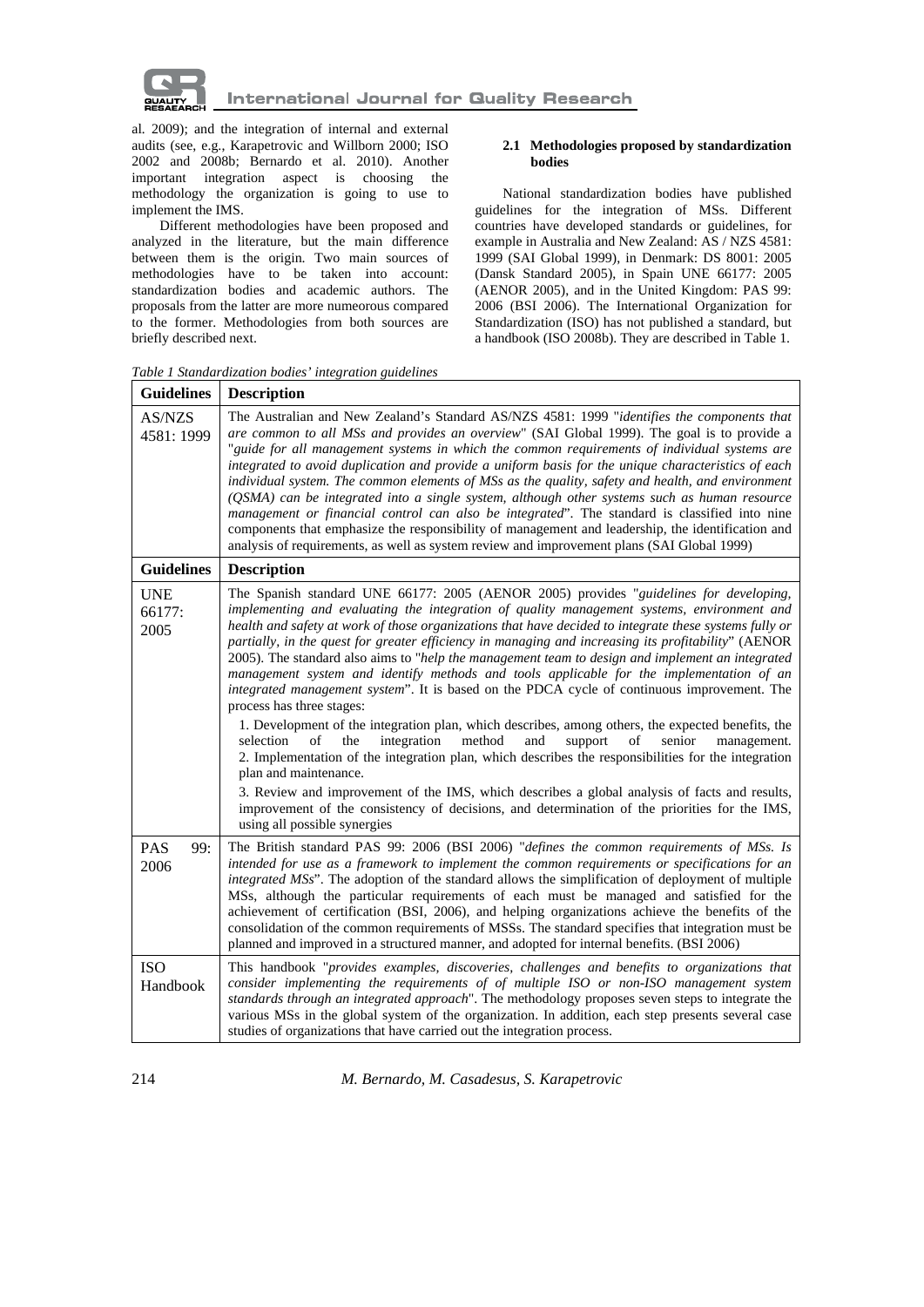al. 2009); and the integration of internal and external audits (see, e.g., Karapetrovic and Willborn 2000; ISO 2002 and 2008b; Bernardo et al. 2010). Another important integration aspect is choosing the methodology the organization is going to use to implement the IMS.

Different methodologies have been proposed and analyzed in the literature, but the main difference between them is the origin. Two main sources of methodologies have to be taken into account: standardization bodies and academic authors. The proposals from the latter are more numeorous compared to the former. Methodologies from both sources are briefly described next.

### 2.1 Methodologies proposed by standardization bodies

National standardization bodies have published guidelines for the integration of MSs. Different countries have developed standards or guidelines, for example in Australia and New Zealand: AS / NZS 4581: 1999 (SAI Global 1999), in Denmark: DS 8001: 2005 (Dansk Standard 2005), in Spain UNE 66177: 2005 (AENOR 2005), and in the United Kingdom: PAS 99: 2006 (BSI 2006). The International Organization for Standardization (ISO) has not published a standard, but a handbook (ISO 2008b). They are described in Table 1.

*Table 1 Standardization bodies' integration guidelines*

| Guidelines | Description |
|---|---|
| AS/NZS 4581: 1999 | The Australian and New Zealand's Standard AS/NZS 4581: 1999 "*identifies the components that are common to all MSs and provides an overview*" (SAI Global 1999). The goal is to provide a "*guide for all management systems in which the common requirements of individual systems are integrated to avoid duplication and provide a uniform basis for the unique characteristics of each individual system. The common elements of MSs as the quality, safety and health, and environment (QSMA) can be integrated into a single system, although other systems such as human resource management or financial control can also be integrated*". The standard is classified into nine components that emphasize the responsibility of management and leadership, the identification and analysis of requirements, as well as system review and improvement plans (SAI Global 1999) |
| UNE 66177: 2005 | The Spanish standard UNE 66177: 2005 (AENOR 2005) provides "*guidelines for developing, implementing and evaluating the integration of quality management systems, environment and health and safety at work of those organizations that have decided to integrate these systems fully or partially, in the quest for greater efficiency in managing and increasing its profitability*" (AENOR 2005). The standard also aims to "*help the management team to design and implement an integrated management system and identify methods and tools applicable for the implementation of an integrated management system*". It is based on the PDCA cycle of continuous improvement. The process has three stages:<br>1. Development of the integration plan, which describes, among others, the expected benefits, the selection of the integration method and support of senior management.<br>2. Implementation of the integration plan, which describes the responsibilities for the integration plan and maintenance.<br>3. Review and improvement of the IMS, which describes a global analysis of facts and results, improvement of the consistency of decisions, and determination of the priorities for the IMS, using all possible synergies |
| PAS 99: 2006 | The British standard PAS 99: 2006 (BSI 2006) "*defines the common requirements of MSs. Is intended for use as a framework to implement the common requirements or specifications for an integrated MSs*". The adoption of the standard allows the simplification of deployment of multiple MSs, although the particular requirements of each must be managed and satisfied for the achievement of certification (BSI, 2006), and helping organizations achieve the benefits of the consolidation of the common requirements of MSSs. The standard specifies that integration must be planned and improved in a structured manner, and adopted for internal benefits. (BSI 2006) |
| ISO Handbook | This handbook "*provides examples, discoveries, challenges and benefits to organizations that consider implementing the requirements of of multiple ISO or non-ISO management system standards through an integrated approach*". The methodology proposes seven steps to integrate the various MSs in the global system of the organization. In addition, each step presents several case studies of organizations that have carried out the integration process. |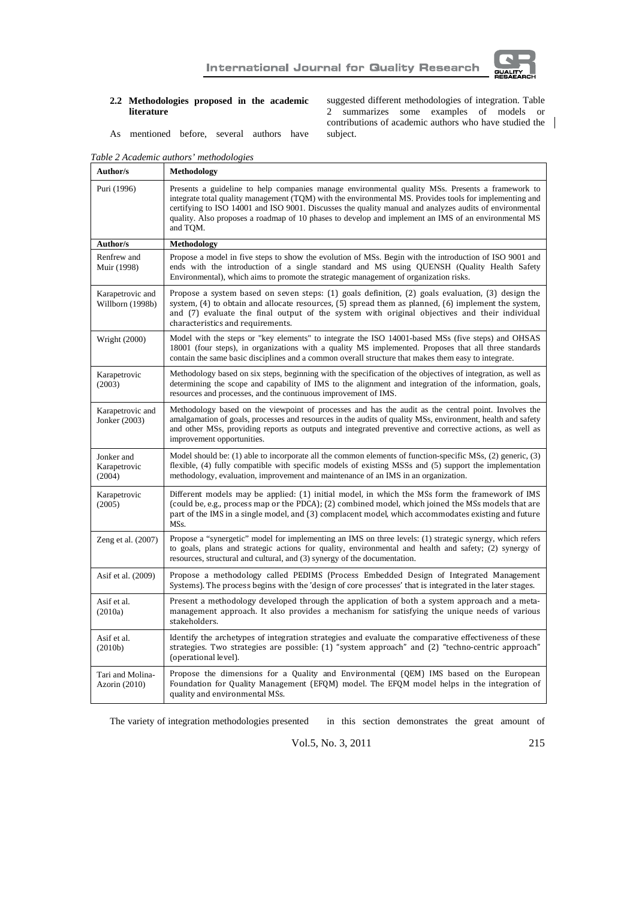### 2.2 Methodologies proposed in the academic literature

As mentioned before, several authors have suggested different methodologies of integration. Table 2 summarizes some examples of models or contributions of academic authors who have studied the subject.

*Table 2 Academic authors' methodologies*

| Author/s | Methodology |
|---|---|
| Puri (1996) | Presents a guideline to help companies manage environmental quality MSs. Presents a framework to integrate total quality management (TQM) with the environmental MS. Provides tools for implementing and certifying to ISO 14001 and ISO 9001. Discusses the quality manual and analyzes audits of environmental quality. Also proposes a roadmap of 10 phases to develop and implement an IMS of an environmental MS and TQM. |
| Renfrew and Muir (1998) | Propose a model in five steps to show the evolution of MSs. Begin with the introduction of ISO 9001 and ends with the introduction of a single standard and MS using QUENSH (Quality Health Safety Environmental), which aims to promote the strategic management of organization risks. |
| Karapetrovic and Willborn (1998b) | Propose a system based on seven steps: (1) goals definition, (2) goals evaluation, (3) design the system, (4) to obtain and allocate resources, (5) spread them as planned, (6) implement the system, and (7) evaluate the final output of the system with original objectives and their individual characteristics and requirements. |
| Wright (2000) | Model with the steps or "key elements" to integrate the ISO 14001-based MSs (five steps) and OHSAS 18001 (four steps), in organizations with a quality MS implemented. Proposes that all three standards contain the same basic disciplines and a common overall structure that makes them easy to integrate. |
| Karapetrovic (2003) | Methodology based on six steps, beginning with the specification of the objectives of integration, as well as determining the scope and capability of IMS to the alignment and integration of the information, goals, resources and processes, and the continuous improvement of IMS. |
| Karapetrovic and Jonker (2003) | Methodology based on the viewpoint of processes and has the audit as the central point. Involves the amalgamation of goals, processes and resources in the audits of quality MSs, environment, health and safety and other MSs, providing reports as outputs and integrated preventive and corrective actions, as well as improvement opportunities. |
| Jonker and Karapetrovic (2004) | Model should be: (1) able to incorporate all the common elements of function-specific MSs, (2) generic, (3) flexible, (4) fully compatible with specific models of existing MSSs and (5) support the implementation methodology, evaluation, improvement and maintenance of an IMS in an organization. |
| Karapetrovic (2005) | Different models may be applied: (1) initial model, in which the MSs form the framework of IMS (could be, e.g., process map or the PDCA); (2) combined model, which joined the MSs models that are part of the IMS in a single model, and (3) complacent model, which accommodates existing and future MSs. |
| Zeng et al. (2007) | Propose a "synergetic" model for implementing an IMS on three levels: (1) strategic synergy, which refers to goals, plans and strategic actions for quality, environmental and health and safety; (2) synergy of resources, structural and cultural, and (3) synergy of the documentation. |
| Asif et al. (2009) | Propose a methodology called PEDIMS (Process Embedded Design of Integrated Management Systems). The process begins with the 'design of core processes' that is integrated in the later stages. |
| Asif et al. (2010a) | Present a methodology developed through the application of both a system approach and a meta-management approach. It also provides a mechanism for satisfying the unique needs of various stakeholders. |
| Asif et al. (2010b) | Identify the archetypes of integration strategies and evaluate the comparative effectiveness of these strategies. Two strategies are possible: (1) "system approach" and (2) "techno-centric approach" (operational level). |
| Tari and Molina-Azorin (2010) | Propose the dimensions for a Quality and Environmental (QEM) IMS based on the European Foundation for Quality Management (EFQM) model. The EFQM model helps in the integration of quality and environmental MSs. |

The variety of integration methodologies presented in this section demonstrates the great amount of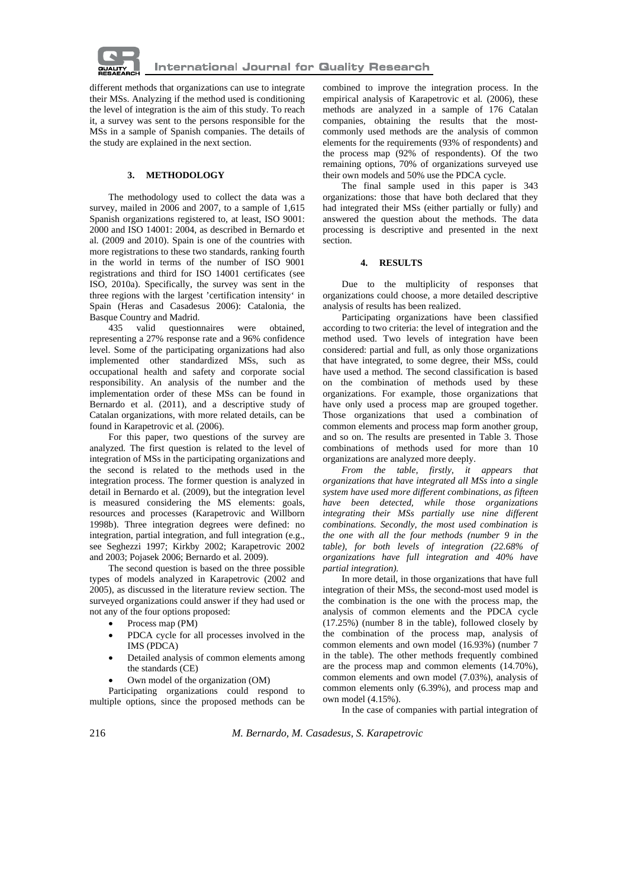different methods that organizations can use to integrate their MSs. Analyzing if the method used is conditioning the level of integration is the aim of this study. To reach it, a survey was sent to the persons responsible for the MSs in a sample of Spanish companies. The details of the study are explained in the next section.

## 3. METHODOLOGY

The methodology used to collect the data was a survey, mailed in 2006 and 2007, to a sample of 1,615 Spanish organizations registered to, at least, ISO 9001: 2000 and ISO 14001: 2004, as described in Bernardo et al. (2009 and 2010). Spain is one of the countries with more registrations to these two standards, ranking fourth in the world in terms of the number of ISO 9001 registrations and third for ISO 14001 certificates (see ISO, 2010a). Specifically, the survey was sent in the three regions with the largest 'certification intensity' in Spain (Heras and Casadesus 2006): Catalonia, the Basque Country and Madrid.

435 valid questionnaires were obtained, representing a 27% response rate and a 96% confidence level. Some of the participating organizations had also implemented other standardized MSs, such as occupational health and safety and corporate social responsibility. An analysis of the number and the implementation order of these MSs can be found in Bernardo et al. (2011), and a descriptive study of Catalan organizations, with more related details, can be found in Karapetrovic et al. (2006).

For this paper, two questions of the survey are analyzed. The first question is related to the level of integration of MSs in the participating organizations and the second is related to the methods used in the integration process. The former question is analyzed in detail in Bernardo et al. (2009), but the integration level is measured considering the MS elements: goals, resources and processes (Karapetrovic and Willborn 1998b). Three integration degrees were defined: no integration, partial integration, and full integration (e.g., see Seghezzi 1997; Kirkby 2002; Karapetrovic 2002 and 2003; Pojasek 2006; Bernardo et al. 2009).

The second question is based on the three possible types of models analyzed in Karapetrovic (2002 and 2005), as discussed in the literature review section. The surveyed organizations could answer if they had used or not any of the four options proposed:

- Process map (PM)
- PDCA cycle for all processes involved in the IMS (PDCA)
- Detailed analysis of common elements among the standards (CE)
- Own model of the organization (OM)

Participating organizations could respond to multiple options, since the proposed methods can be combined to improve the integration process. In the empirical analysis of Karapetrovic et al. (2006), these methods are analyzed in a sample of 176 Catalan companies, obtaining the results that the most-commonly used methods are the analysis of common elements for the requirements (93% of respondents) and the process map (92% of respondents). Of the two remaining options, 70% of organizations surveyed use their own models and 50% use the PDCA cycle.

The final sample used in this paper is 343 organizations: those that have both declared that they had integrated their MSs (either partially or fully) and answered the question about the methods. The data processing is descriptive and presented in the next section.

## 4. RESULTS

Due to the multiplicity of responses that organizations could choose, a more detailed descriptive analysis of results has been realized.

Participating organizations have been classified according to two criteria: the level of integration and the method used. Two levels of integration have been considered: partial and full, as only those organizations that have integrated, to some degree, their MSs, could have used a method. The second classification is based on the combination of methods used by these organizations. For example, those organizations that have only used a process map are grouped together. Those organizations that used a combination of common elements and process map form another group, and so on. The results are presented in Table 3. Those combinations of methods used for more than 10 organizations are analyzed more deeply.

*From the table, firstly, it appears that organizations that have integrated all MSs into a single system have used more different combinations, as fifteen have been detected, while those organizations integrating their MSs partially use nine different combinations. Secondly, the most used combination is the one with all the four methods (number 9 in the table), for both levels of integration (22.68% of organizations have full integration and 40% have partial integration).*

In more detail, in those organizations that have full integration of their MSs, the second-most used model is the combination is the one with the process map, the analysis of common elements and the PDCA cycle (17.25%) (number 8 in the table), followed closely by the combination of the process map, analysis of common elements and own model (16.93%) (number 7 in the table). The other methods frequently combined are the process map and common elements (14.70%), common elements and own model (7.03%), analysis of common elements only (6.39%), and process map and own model (4.15%).

In the case of companies with partial integration of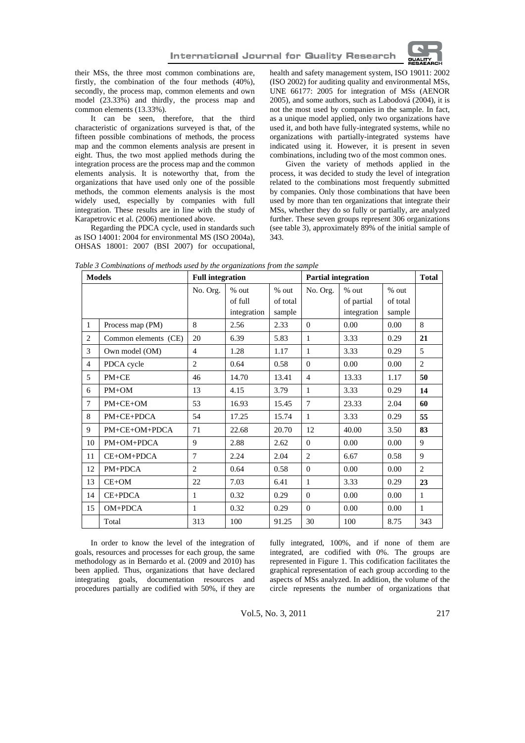their MSs, the three most common combinations are, firstly, the combination of the four methods (40%), secondly, the process map, common elements and own model (23.33%) and thirdly, the process map and common elements (13.33%).

It can be seen, therefore, that the third characteristic of organizations surveyed is that, of the fifteen possible combinations of methods, the process map and the common elements analysis are present in eight. Thus, the two most applied methods during the integration process are the process map and the common elements analysis. It is noteworthy that, from the organizations that have used only one of the possible methods, the common elements analysis is the most widely used, especially by companies with full integration. These results are in line with the study of Karapetrovic et al. (2006) mentioned above.

Regarding the PDCA cycle, used in standards such as ISO 14001: 2004 for environmental MS (ISO 2004a), OHSAS 18001: 2007 (BSI 2007) for occupational, health and safety management system, ISO 19011: 2002 (ISO 2002) for auditing quality and environmental MSs, UNE 66177: 2005 for integration of MSs (AENOR 2005), and some authors, such as Labodová (2004), it is not the most used by companies in the sample. In fact, as a unique model applied, only two organizations have used it, and both have fully-integrated systems, while no organizations with partially-integrated systems have indicated using it. However, it is present in seven combinations, including two of the most common ones.

Given the variety of methods applied in the process, it was decided to study the level of integration related to the combinations most frequently submitted by companies. Only those combinations that have been used by more than ten organizations that integrate their MSs, whether they do so fully or partially, are analyzed further. These seven groups represent 306 organizations (see table 3), approximately 89% of the initial sample of 343.

*Table 3 Combinations of methods used by the organizations from the sample*

| Models | | Full integration | | | Partial integration | | | Total |
|---|---|---|---|---|---|---|---|---|
| | | No. Org. | % out of full integration | % out of total sample | No. Org. | % out of partial integration | % out of total sample | |
| 1 | Process map (PM) | 8 | 2.56 | 2.33 | 0 | 0.00 | 0.00 | 8 |
| 2 | Common elements (CE) | 20 | 6.39 | 5.83 | 1 | 3.33 | 0.29 | **21** |
| 3 | Own model (OM) | 4 | 1.28 | 1.17 | 1 | 3.33 | 0.29 | 5 |
| 4 | PDCA cycle | 2 | 0.64 | 0.58 | 0 | 0.00 | 0.00 | 2 |
| 5 | PM+CE | 46 | 14.70 | 13.41 | 4 | 13.33 | 1.17 | **50** |
| 6 | PM+OM | 13 | 4.15 | 3.79 | 1 | 3.33 | 0.29 | **14** |
| 7 | PM+CE+OM | 53 | 16.93 | 15.45 | 7 | 23.33 | 2.04 | **60** |
| 8 | PM+CE+PDCA | 54 | 17.25 | 15.74 | 1 | 3.33 | 0.29 | **55** |
| 9 | PM+CE+OM+PDCA | 71 | 22.68 | 20.70 | 12 | 40.00 | 3.50 | **83** |
| 10 | PM+OM+PDCA | 9 | 2.88 | 2.62 | 0 | 0.00 | 0.00 | 9 |
| 11 | CE+OM+PDCA | 7 | 2.24 | 2.04 | 2 | 6.67 | 0.58 | 9 |
| 12 | PM+PDCA | 2 | 0.64 | 0.58 | 0 | 0.00 | 0.00 | 2 |
| 13 | CE+OM | 22 | 7.03 | 6.41 | 1 | 3.33 | 0.29 | **23** |
| 14 | CE+PDCA | 1 | 0.32 | 0.29 | 0 | 0.00 | 0.00 | 1 |
| 15 | OM+PDCA | 1 | 0.32 | 0.29 | 0 | 0.00 | 0.00 | 1 |
| | Total | 313 | 100 | 91.25 | 30 | 100 | 8.75 | 343 |

In order to know the level of the integration of goals, resources and processes for each group, the same methodology as in Bernardo et al. (2009 and 2010) has been applied. Thus, organizations that have declared integrating goals, documentation resources and procedures partially are codified with 50%, if they are fully integrated, 100%, and if none of them are integrated, are codified with 0%. The groups are represented in Figure 1. This codification facilitates the graphical representation of each group according to the aspects of MSs analyzed. In addition, the volume of the circle represents the number of organizations that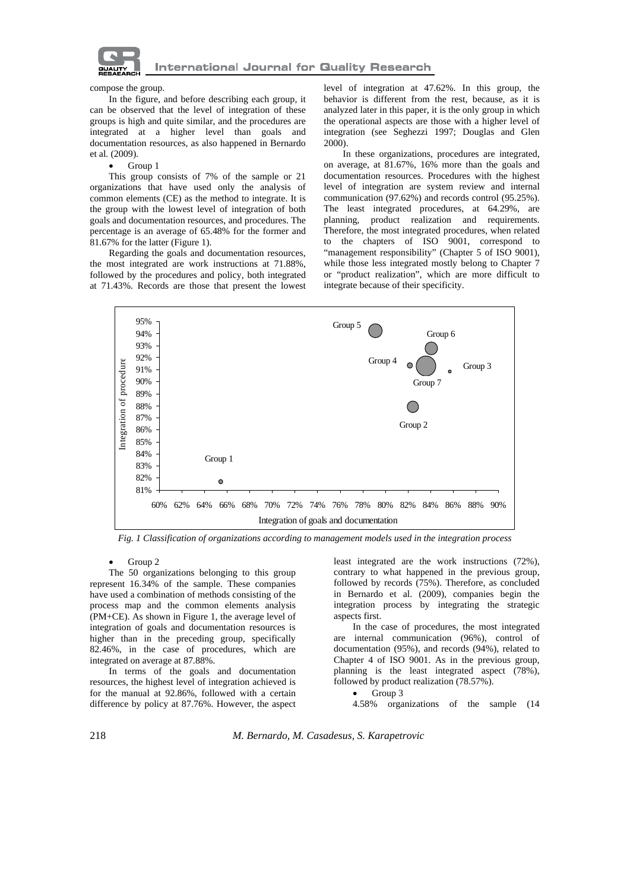compose the group.

In the figure, and before describing each group, it can be observed that the level of integration of these groups is high and quite similar, and the procedures are integrated at a higher level than goals and documentation resources, as also happened in Bernardo et al. (2009).

- Group 1

This group consists of 7% of the sample or 21 organizations that have used only the analysis of common elements (CE) as the method to integrate. It is the group with the lowest level of integration of both goals and documentation resources, and procedures. The percentage is an average of 65.48% for the former and 81.67% for the latter (Figure 1).

Regarding the goals and documentation resources, the most integrated are work instructions at 71.88%, followed by the procedures and policy, both integrated at 71.43%. Records are those that present the lowest level of integration at 47.62%. In this group, the behavior is different from the rest, because, as it is analyzed later in this paper, it is the only group in which the operational aspects are those with a higher level of integration (see Seghezzi 1997; Douglas and Glen 2000).

In these organizations, procedures are integrated, on average, at 81.67%, 16% more than the goals and documentation resources. Procedures with the highest level of integration are system review and internal communication (97.62%) and records control (95.25%). The least integrated procedures, at 64.29%, are planning, product realization and requirements. Therefore, the most integrated procedures, when related to the chapters of ISO 9001, correspond to "management responsibility" (Chapter 5 of ISO 9001), while those less integrated mostly belong to Chapter 7 or "product realization", which are more difficult to integrate because of their specificity.

*Fig. 1 Classification of organizations according to management models used in the integration process*

- Group 2

The 50 organizations belonging to this group represent 16.34% of the sample. These companies have used a combination of methods consisting of the process map and the common elements analysis (PM+CE). As shown in Figure 1, the average level of integration of goals and documentation resources is higher than in the preceding group, specifically 82.46%, in the case of procedures, which are integrated on average at 87.88%.

In terms of the goals and documentation resources, the highest level of integration achieved is for the manual at 92.86%, followed with a certain difference by policy at 87.76%. However, the aspect least integrated are the work instructions (72%), contrary to what happened in the previous group, followed by records (75%). Therefore, as concluded in Bernardo et al. (2009), companies begin the integration process by integrating the strategic aspects first.

In the case of procedures, the most integrated are internal communication (96%), control of documentation (95%), and records (94%), related to Chapter 4 of ISO 9001. As in the previous group, planning is the least integrated aspect (78%), followed by product realization (78.57%).

- Group 3

4.58% organizations of the sample (14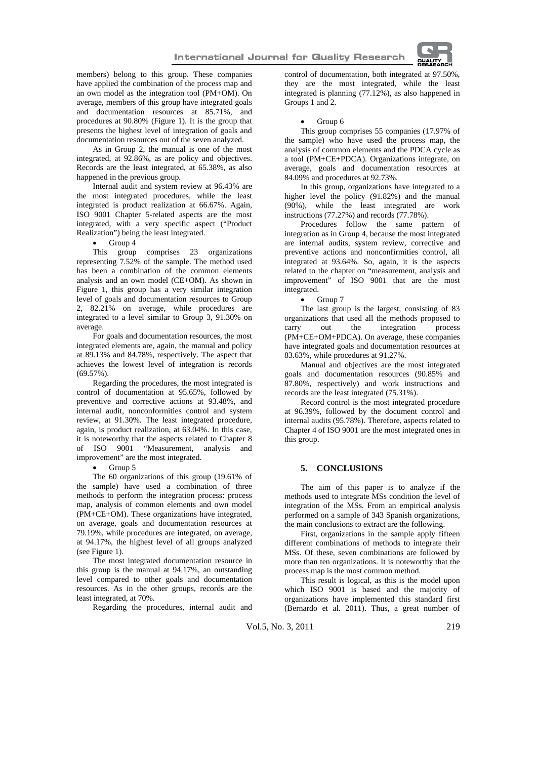members) belong to this group. These companies have applied the combination of the process map and an own model as the integration tool (PM+OM). On average, members of this group have integrated goals and documentation resources at 85.71%, and procedures at 90.80% (Figure 1). It is the group that presents the highest level of integration of goals and documentation resources out of the seven analyzed.

As in Group 2, the manual is one of the most integrated, at 92.86%, as are policy and objectives. Records are the least integrated, at 65.38%, as also happened in the previous group.

Internal audit and system review at 96.43% are the most integrated procedures, while the least integrated is product realization at 66.67%. Again, ISO 9001 Chapter 5-related aspects are the most integrated, with a very specific aspect ("Product Realization") being the least integrated.

- Group 4

This group comprises 23 organizations representing 7.52% of the sample. The method used has been a combination of the common elements analysis and an own model (CE+OM). As shown in Figure 1, this group has a very similar integration level of goals and documentation resources to Group 2, 82.21% on average, while procedures are integrated to a level similar to Group 3, 91.30% on average.

For goals and documentation resources, the most integrated elements are, again, the manual and policy at 89.13% and 84.78%, respectively. The aspect that achieves the lowest level of integration is records (69.57%).

Regarding the procedures, the most integrated is control of documentation at 95.65%, followed by preventive and corrective actions at 93.48%, and internal audit, nonconformities control and system review, at 91.30%. The least integrated procedure, again, is product realization, at 63.04%. In this case, it is noteworthy that the aspects related to Chapter 8 of ISO 9001 "Measurement, analysis and improvement" are the most integrated.

- Group 5

The 60 organizations of this group (19.61% of the sample) have used a combination of three methods to perform the integration process: process map, analysis of common elements and own model (PM+CE+OM). These organizations have integrated, on average, goals and documentation resources at 79.19%, while procedures are integrated, on average, at 94.17%, the highest level of all groups analyzed (see Figure 1).

The most integrated documentation resource in this group is the manual at 94.17%, an outstanding level compared to other goals and documentation resources. As in the other groups, records are the least integrated, at 70%.

Regarding the procedures, internal audit and control of documentation, both integrated at 97.50%, they are the most integrated, while the least integrated is planning (77.12%), as also happened in Groups 1 and 2.

- Group 6

This group comprises 55 companies (17.97% of the sample) who have used the process map, the analysis of common elements and the PDCA cycle as a tool (PM+CE+PDCA). Organizations integrate, on average, goals and documentation resources at 84.09% and procedures at 92.73%.

In this group, organizations have integrated to a higher level the policy (91.82%) and the manual (90%), while the least integrated are work instructions (77.27%) and records (77.78%).

Procedures follow the same pattern of integration as in Group 4, because the most integrated are internal audits, system review, corrective and preventive actions and nonconfirmities control, all integrated at 93.64%. So, again, it is the aspects related to the chapter on "measurement, analysis and improvement" of ISO 9001 that are the most integrated.

- Group 7

The last group is the largest, consisting of 83 organizations that used all the methods proposed to carry out the integration process (PM+CE+OM+PDCA). On average, these companies have integrated goals and documentation resources at 83.63%, while procedures at 91.27%.

Manual and objectives are the most integrated goals and documentation resources (90.85% and 87.80%, respectively) and work instructions and records are the least integrated (75.31%).

Record control is the most integrated procedure at 96.39%, followed by the document control and internal audits (95.78%). Therefore, aspects related to Chapter 4 of ISO 9001 are the most integrated ones in this group.

## 5. CONCLUSIONS

The aim of this paper is to analyze if the methods used to integrate MSs condition the level of integration of the MSs. From an empirical analysis performed on a sample of 343 Spanish organizations, the main conclusions to extract are the following.

First, organizations in the sample apply fifteen different combinations of methods to integrate their MSs. Of these, seven combinations are followed by more than ten organizations. It is noteworthy that the process map is the most common method.

This result is logical, as this is the model upon which ISO 9001 is based and the majority of organizations have implemented this standard first (Bernardo et al. 2011). Thus, a great number of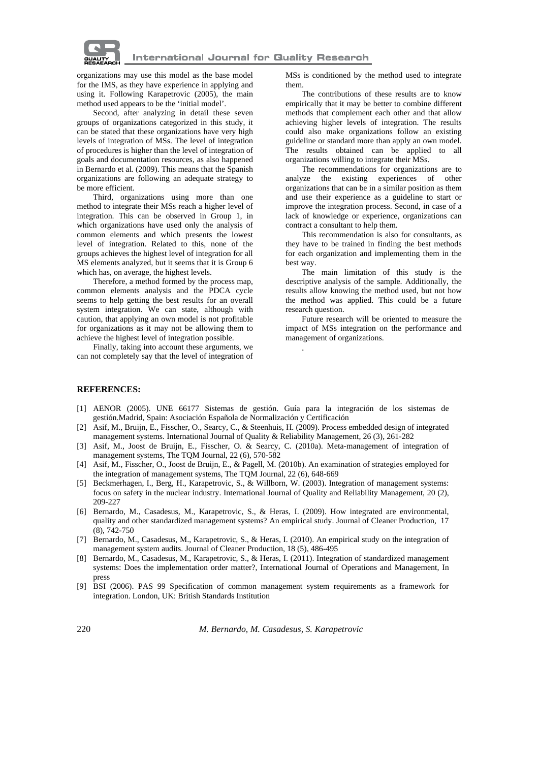organizations may use this model as the base model for the IMS, as they have experience in applying and using it. Following Karapetrovic (2005), the main method used appears to be the 'initial model'.

Second, after analyzing in detail these seven groups of organizations categorized in this study, it can be stated that these organizations have very high levels of integration of MSs. The level of integration of procedures is higher than the level of integration of goals and documentation resources, as also happened in Bernardo et al. (2009). This means that the Spanish organizations are following an adequate strategy to be more efficient.

Third, organizations using more than one method to integrate their MSs reach a higher level of integration. This can be observed in Group 1, in which organizations have used only the analysis of common elements and which presents the lowest level of integration. Related to this, none of the groups achieves the highest level of integration for all MS elements analyzed, but it seems that it is Group 6 which has, on average, the highest levels.

Therefore, a method formed by the process map, common elements analysis and the PDCA cycle seems to help getting the best results for an overall system integration. We can state, although with caution, that applying an own model is not profitable for organizations as it may not be allowing them to achieve the highest level of integration possible.

Finally, taking into account these arguments, we can not completely say that the level of integration of MSs is conditioned by the method used to integrate them.

The contributions of these results are to know empirically that it may be better to combine different methods that complement each other and that allow achieving higher levels of integration. The results could also make organizations follow an existing guideline or standard more than apply an own model. The results obtained can be applied to all organizations willing to integrate their MSs.

The recommendations for organizations are to analyze the existing experiences of other organizations that can be in a similar position as them and use their experience as a guideline to start or improve the integration process. Second, in case of a lack of knowledge or experience, organizations can contract a consultant to help them.

This recommendation is also for consultants, as they have to be trained in finding the best methods for each organization and implementing them in the best way.

The main limitation of this study is the descriptive analysis of the sample. Additionally, the results allow knowing the method used, but not how the method was applied. This could be a future research question.

Future research will be oriented to measure the impact of MSs integration on the performance and management of organizations.

.

**REFERENCES:**

[1] AENOR (2005). UNE 66177 Sistemas de gestión. Guía para la integración de los sistemas de gestión.Madrid, Spain: Asociación Española de Normalización y Certificación

[2] Asif, M., Bruijn, E., Fisscher, O., Searcy, C., & Steenhuis, H. (2009). Process embedded design of integrated management systems. International Journal of Quality & Reliability Management, 26 (3), 261-282

[3] Asif, M., Joost de Bruijn, E., Fisscher, O. & Searcy, C. (2010a). Meta-management of integration of management systems, The TQM Journal, 22 (6), 570-582

[4] Asif, M., Fisscher, O., Joost de Bruijn, E., & Pagell, M. (2010b). An examination of strategies employed for the integration of management systems, The TQM Journal, 22 (6), 648-669

[5] Beckmerhagen, I., Berg, H., Karapetrovic, S., & Willborn, W. (2003). Integration of management systems: focus on safety in the nuclear industry. International Journal of Quality and Reliability Management, 20 (2), 209-227

[6] Bernardo, M., Casadesus, M., Karapetrovic, S., & Heras, I. (2009). How integrated are environmental, quality and other standardized management systems? An empirical study. Journal of Cleaner Production, 17 (8), 742-750

[7] Bernardo, M., Casadesus, M., Karapetrovic, S., & Heras, I. (2010). An empirical study on the integration of management system audits. Journal of Cleaner Production, 18 (5), 486-495

[8] Bernardo, M., Casadesus, M., Karapetrovic, S., & Heras, I. (2011). Integration of standardized management systems: Does the implementation order matter?, International Journal of Operations and Management, In press

[9] BSI (2006). PAS 99 Specification of common management system requirements as a framework for integration. London, UK: British Standards Institution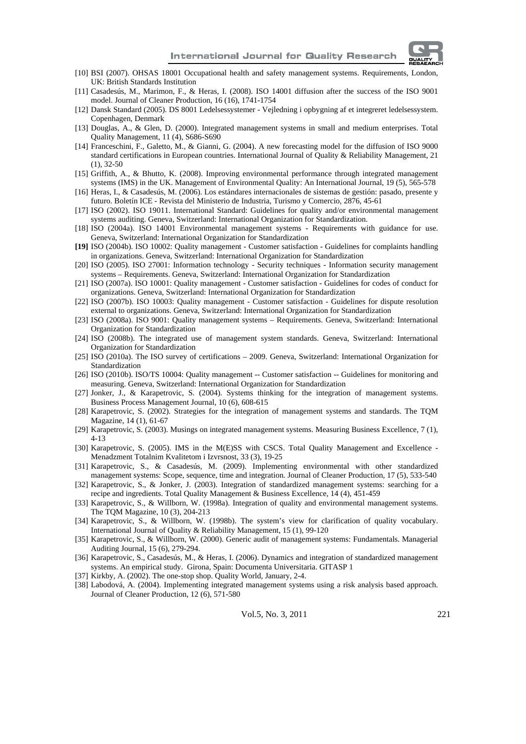[10] BSI (2007). OHSAS 18001 Occupational health and safety management systems. Requirements, London, UK: British Standards Institution

[11] Casadesús, M., Marimon, F., & Heras, I. (2008). ISO 14001 diffusion after the success of the ISO 9001 model. Journal of Cleaner Production, 16 (16), 1741-1754

[12] Dansk Standard (2005). DS 8001 Ledelsessystemer - Vejledning i opbygning af et integreret ledelsessystem. Copenhagen, Denmark

[13] Douglas, A., & Glen, D. (2000). Integrated management systems in small and medium enterprises. Total Quality Management, 11 (4), S686-S690

[14] Franceschini, F., Galetto, M., & Gianni, G. (2004). A new forecasting model for the diffusion of ISO 9000 standard certifications in European countries. International Journal of Quality & Reliability Management, 21 (1), 32-50

[15] Griffith, A., & Bhutto, K. (2008). Improving environmental performance through integrated management systems (IMS) in the UK. Management of Environmental Quality: An International Journal, 19 (5), 565-578

[16] Heras, I., & Casadesús, M. (2006). Los estándares internacionales de sistemas de gestión: pasado, presente y futuro. Boletín ICE - Revista del Ministerio de Industria, Turismo y Comercio, 2876, 45-61

[17] ISO (2002). ISO 19011. International Standard: Guidelines for quality and/or environmental management systems auditing. Geneva, Switzerland: International Organization for Standardization.

[18] ISO (2004a). ISO 14001 Environmental management systems - Requirements with guidance for use. Geneva, Switzerland: International Organization for Standardization

**[19]** ISO (2004b). ISO 10002: Quality management - Customer satisfaction - Guidelines for complaints handling in organizations. Geneva, Switzerland: International Organization for Standardization

[20] ISO (2005). ISO 27001: Information technology - Security techniques - Information security management systems – Requirements. Geneva, Switzerland: International Organization for Standardization

[21] ISO (2007a). ISO 10001: Quality management - Customer satisfaction - Guidelines for codes of conduct for organizations. Geneva, Switzerland: International Organization for Standardization

[22] ISO (2007b). ISO 10003: Quality management - Customer satisfaction - Guidelines for dispute resolution external to organizations. Geneva, Switzerland: International Organization for Standardization

[23] ISO (2008a). ISO 9001: Quality management systems – Requirements. Geneva, Switzerland: International Organization for Standardization

[24] ISO (2008b). The integrated use of management system standards. Geneva, Switzerland: International Organization for Standardization

[25] ISO (2010a). The ISO survey of certifications – 2009. Geneva, Switzerland: International Organization for Standardization

[26] ISO (2010b). ISO/TS 10004: Quality management -- Customer satisfaction -- Guidelines for monitoring and measuring. Geneva, Switzerland: International Organization for Standardization

[27] Jonker, J., & Karapetrovic, S. (2004). Systems thinking for the integration of management systems. Business Process Management Journal, 10 (6), 608-615

[28] Karapetrovic, S. (2002). Strategies for the integration of management systems and standards. The TQM Magazine, 14 (1), 61-67

[29] Karapetrovic, S. (2003). Musings on integrated management systems. Measuring Business Excellence, 7 (1), 4-13

[30] Karapetrovic, S. (2005). IMS in the M(E)SS with CSCS. Total Quality Management and Excellence - Menadzment Totalnim Kvalitetom i Izvrsnost, 33 (3), 19-25

[31] Karapetrovic, S., & Casadesús, M. (2009). Implementing environmental with other standardized management systems: Scope, sequence, time and integration. Journal of Cleaner Production, 17 (5), 533-540

[32] Karapetrovic, S., & Jonker, J. (2003). Integration of standardized management systems: searching for a recipe and ingredients. Total Quality Management & Business Excellence, 14 (4), 451-459

[33] Karapetrovic, S., & Willborn, W. (1998a). Integration of quality and environmental management systems. The TQM Magazine, 10 (3), 204-213

[34] Karapetrovic, S., & Willborn, W. (1998b). The system's view for clarification of quality vocabulary. International Journal of Quality & Reliability Management, 15 (1), 99-120

[35] Karapetrovic, S., & Willborn, W. (2000). Generic audit of management systems: Fundamentals. Managerial Auditing Journal, 15 (6), 279-294.

[36] Karapetrovic, S., Casadesús, M., & Heras, I. (2006). Dynamics and integration of standardized management systems. An empirical study. Girona, Spain: Documenta Universitaria. GITASP 1

[37] Kirkby, A. (2002). The one-stop shop. Quality World, January, 2-4.

[38] Labodová, A. (2004). Implementing integrated management systems using a risk analysis based approach. Journal of Cleaner Production, 12 (6), 571-580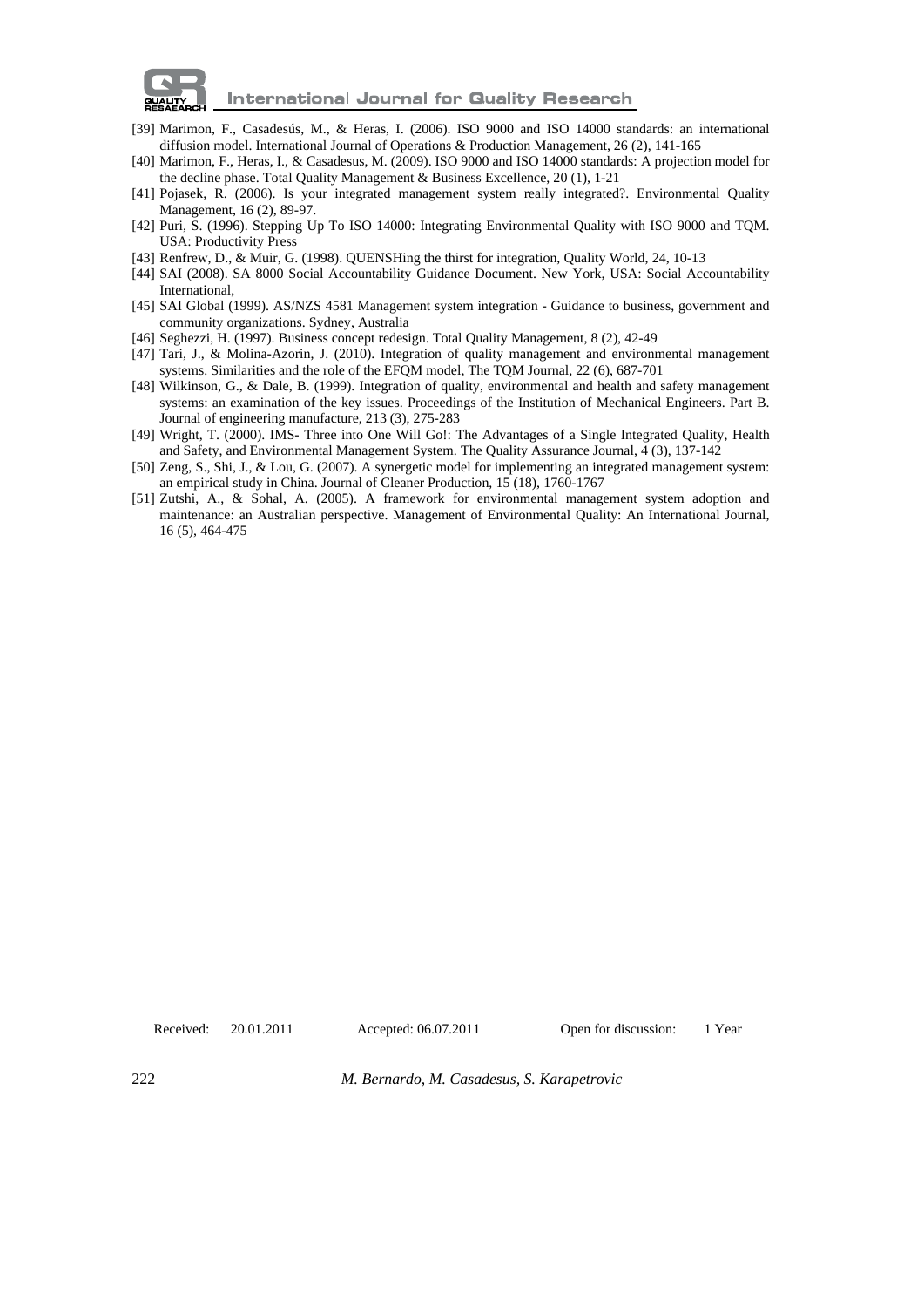[39] Marimon, F., Casadesús, M., & Heras, I. (2006). ISO 9000 and ISO 14000 standards: an international diffusion model. International Journal of Operations & Production Management, 26 (2), 141-165

[40] Marimon, F., Heras, I., & Casadesus, M. (2009). ISO 9000 and ISO 14000 standards: A projection model for the decline phase. Total Quality Management & Business Excellence, 20 (1), 1-21

[41] Pojasek, R. (2006). Is your integrated management system really integrated?. Environmental Quality Management, 16 (2), 89-97.

[42] Puri, S. (1996). Stepping Up To ISO 14000: Integrating Environmental Quality with ISO 9000 and TQM. USA: Productivity Press

[43] Renfrew, D., & Muir, G. (1998). QUENSHing the thirst for integration, Quality World, 24, 10-13

[44] SAI (2008). SA 8000 Social Accountability Guidance Document. New York, USA: Social Accountability International,

[45] SAI Global (1999). AS/NZS 4581 Management system integration - Guidance to business, government and community organizations. Sydney, Australia

[46] Seghezzi, H. (1997). Business concept redesign. Total Quality Management, 8 (2), 42-49

[47] Tari, J., & Molina-Azorin, J. (2010). Integration of quality management and environmental management systems. Similarities and the role of the EFQM model, The TQM Journal, 22 (6), 687-701

[48] Wilkinson, G., & Dale, B. (1999). Integration of quality, environmental and health and safety management systems: an examination of the key issues. Proceedings of the Institution of Mechanical Engineers. Part B. Journal of engineering manufacture, 213 (3), 275-283

[49] Wright, T. (2000). IMS- Three into One Will Go!: The Advantages of a Single Integrated Quality, Health and Safety, and Environmental Management System. The Quality Assurance Journal, 4 (3), 137-142

[50] Zeng, S., Shi, J., & Lou, G. (2007). A synergetic model for implementing an integrated management system: an empirical study in China. Journal of Cleaner Production, 15 (18), 1760-1767

[51] Zutshi, A., & Sohal, A. (2005). A framework for environmental management system adoption and maintenance: an Australian perspective. Management of Environmental Quality: An International Journal, 16 (5), 464-475

Received: 20.01.2011 Accepted: 06.07.2011 Open for discussion: 1 Year